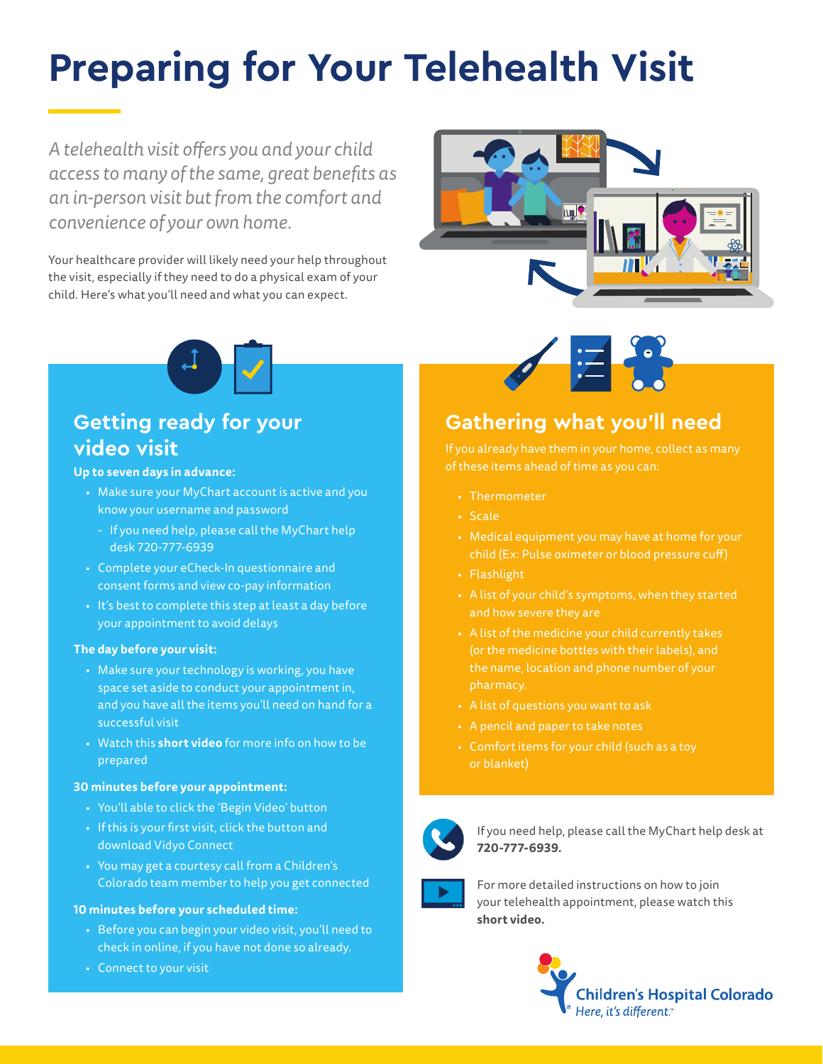# Preparing for Your Telehealth Visit

*A telehealth visit offers you and your child access to many of the same, great benefits as an in-person visit but from the comfort and convenience of your own home.*

Your healthcare provider will likely need your help throughout the visit, especially if they need to do a physical exam of your child. Here's what you'll need and what you can expect.

## Getting ready for your video visit

**Up to seven days in advance:**

- Make sure your MyChart account is active and you know your username and password
  - If you need help, please call the MyChart help desk 720-777-6939
- Complete your eCheck-In questionnaire and consent forms and view co-pay information
- It's best to complete this step at least a day before your appointment to avoid delays

**The day before your visit:**

- Make sure your technology is working, you have space set aside to conduct your appointment in, and you have all the items you'll need on hand for a successful visit
- Watch this **short video** for more info on how to be prepared

**30 minutes before your appointment:**

- You'll able to click the 'Begin Video' button
- If this is your first visit, click the button and download Vidyo Connect
- You may get a courtesy call from a Children's Colorado team member to help you get connected

**10 minutes before your scheduled time:**

- Before you can begin your video visit, you'll need to check in online, if you have not done so already.
- Connect to your visit

## Gathering what you'll need

If you already have them in your home, collect as many of these items ahead of time as you can:

- Thermometer
- Scale
- Medical equipment you may have at home for your child (Ex: Pulse oximeter or blood pressure cuff)
- Flashlight
- A list of your child's symptoms, when they started and how severe they are
- A list of the medicine your child currently takes (or the medicine bottles with their labels), and the name, location and phone number of your pharmacy.
- A list of questions you want to ask
- A pencil and paper to take notes
- Comfort items for your child (such as a toy or blanket)

If you need help, please call the MyChart help desk at **720-777-6939.**

For more detailed instructions on how to join your telehealth appointment, please watch this **short video.**

Children's Hospital Colorado
*Here, it's different.*™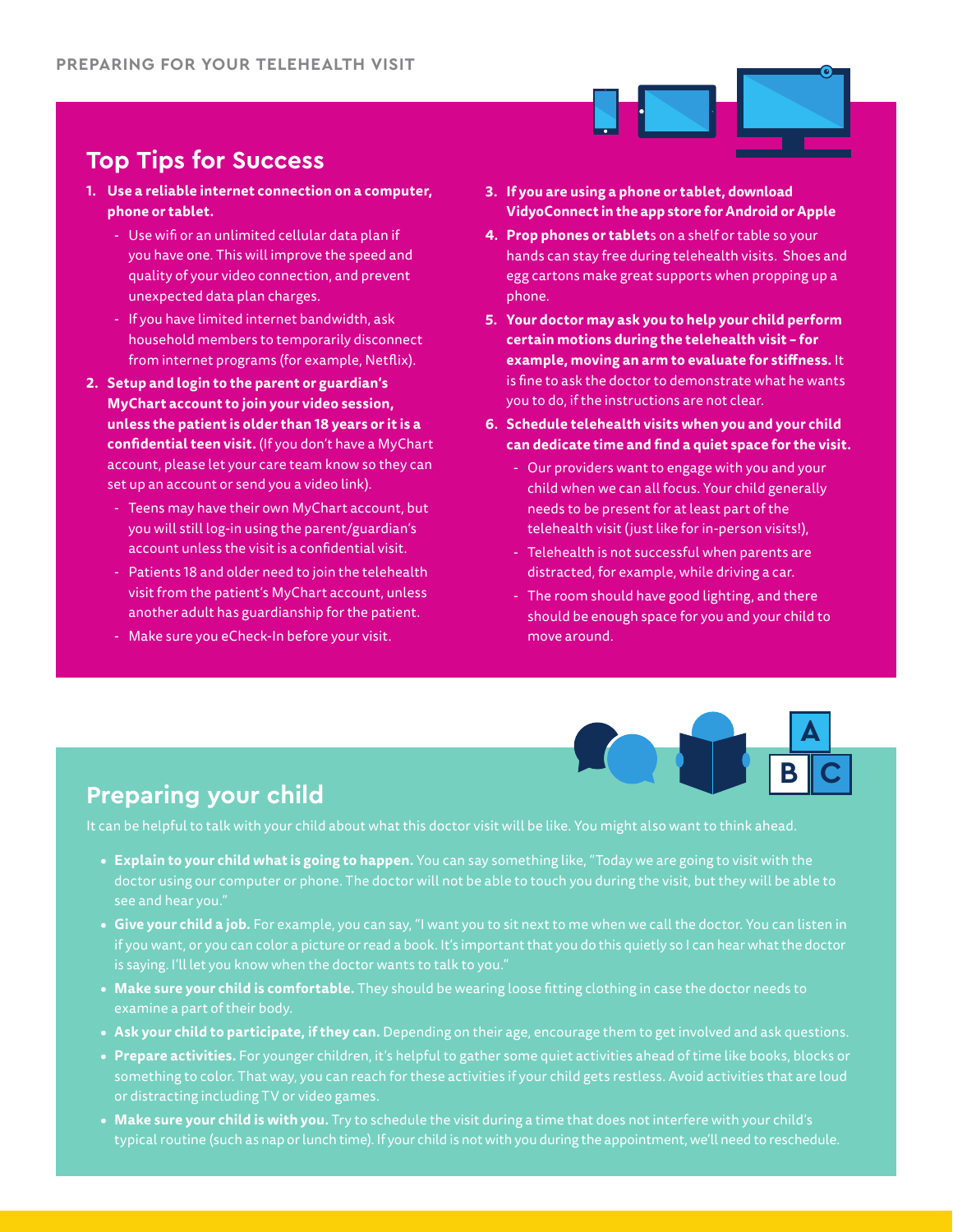## Top Tips for Success

1. **Use a reliable internet connection on a computer, phone or tablet.**
   - Use wifi or an unlimited cellular data plan if you have one. This will improve the speed and quality of your video connection, and prevent unexpected data plan charges.
   - If you have limited internet bandwidth, ask household members to temporarily disconnect from internet programs (for example, Netflix).
2. **Setup and login to the parent or guardian's MyChart account to join your video session, unless the patient is older than 18 years or it is a confidential teen visit.** (If you don't have a MyChart account, please let your care team know so they can set up an account or send you a video link).
   - Teens may have their own MyChart account, but you will still log-in using the parent/guardian's account unless the visit is a confidential visit.
   - Patients 18 and older need to join the telehealth visit from the patient's MyChart account, unless another adult has guardianship for the patient.
   - Make sure you eCheck-In before your visit.
3. **If you are using a phone or tablet, download VidyoConnect in the app store for Android or Apple**
4. **Prop phones or tablet**s on a shelf or table so your hands can stay free during telehealth visits. Shoes and egg cartons make great supports when propping up a phone.
5. **Your doctor may ask you to help your child perform certain motions during the telehealth visit – for example, moving an arm to evaluate for stiffness.** It is fine to ask the doctor to demonstrate what he wants you to do, if the instructions are not clear.
6. **Schedule telehealth visits when you and your child can dedicate time and find a quiet space for the visit.**
   - Our providers want to engage with you and your child when we can all focus. Your child generally needs to be present for at least part of the telehealth visit (just like for in-person visits!),
   - Telehealth is not successful when parents are distracted, for example, while driving a car.
   - The room should have good lighting, and there should be enough space for you and your child to move around.

## Preparing your child

It can be helpful to talk with your child about what this doctor visit will be like. You might also want to think ahead.

- **Explain to your child what is going to happen.** You can say something like, "Today we are going to visit with the doctor using our computer or phone. The doctor will not be able to touch you during the visit, but they will be able to see and hear you."
- **Give your child a job.** For example, you can say, "I want you to sit next to me when we call the doctor. You can listen in if you want, or you can color a picture or read a book. It's important that you do this quietly so I can hear what the doctor is saying. I'll let you know when the doctor wants to talk to you."
- **Make sure your child is comfortable.** They should be wearing loose fitting clothing in case the doctor needs to examine a part of their body.
- **Ask your child to participate, if they can.** Depending on their age, encourage them to get involved and ask questions.
- **Prepare activities.** For younger children, it's helpful to gather some quiet activities ahead of time like books, blocks or something to color. That way, you can reach for these activities if your child gets restless. Avoid activities that are loud or distracting including TV or video games.
- **Make sure your child is with you.** Try to schedule the visit during a time that does not interfere with your child's typical routine (such as nap or lunch time). If your child is not with you during the appointment, we'll need to reschedule.